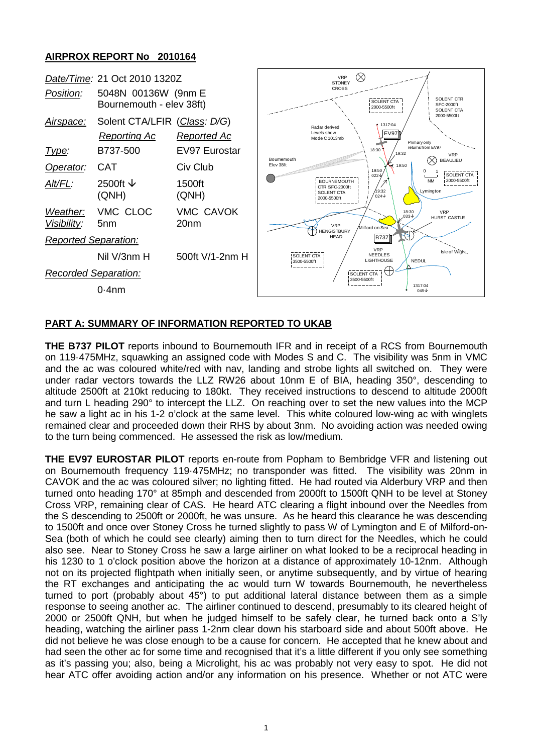## AIRPROX REPORT No 2010164

| | | |
|---|---|---|
| *Date/Time:* | 21 Oct 2010 1320Z | |
| *Position:* | 5048N 00136W (9nm E Bournemouth - elev 38ft) | |
| *Airspace:* | Solent CTA/LFIR (*Class: D/G*) | |
| | *Reporting Ac* | *Reported Ac* |
| *Type:* | B737-500 | EV97 Eurostar |
| *Operator:* | CAT | Civ Club |
| *Alt/FL:* | 2500ft ↓ (QNH) | 1500ft (QNH) |
| *Weather:* | VMC CLOC | VMC CAVOK |
| *Visibility:* | 5nm | 20nm |
| *Reported Separation:* | | |
| | Nil V/3nm H | 500ft V/1-2nm H |
| *Recorded Separation:* | | |
| | 0·4nm | |

## PART A: SUMMARY OF INFORMATION REPORTED TO UKAB

**THE B737 PILOT** reports inbound to Bournemouth IFR and in receipt of a RCS from Bournemouth on 119·475MHz, squawking an assigned code with Modes S and C. The visibility was 5nm in VMC and the ac was coloured white/red with nav, landing and strobe lights all switched on. They were under radar vectors towards the LLZ RW26 about 10nm E of BIA, heading 350°, descending to altitude 2500ft at 210kt reducing to 180kt. They received instructions to descend to altitude 2000ft and turn L heading 290° to intercept the LLZ. On reaching over to set the new values into the MCP he saw a light ac in his 1-2 o'clock at the same level. This white coloured low-wing ac with winglets remained clear and proceeded down their RHS by about 3nm. No avoiding action was needed owing to the turn being commenced. He assessed the risk as low/medium.

**THE EV97 EUROSTAR PILOT** reports en-route from Popham to Bembridge VFR and listening out on Bournemouth frequency 119·475MHz; no transponder was fitted. The visibility was 20nm in CAVOK and the ac was coloured silver; no lighting fitted. He had routed via Alderbury VRP and then turned onto heading 170° at 85mph and descended from 2000ft to 1500ft QNH to be level at Stoney Cross VRP, remaining clear of CAS. He heard ATC clearing a flight inbound over the Needles from the S descending to 2500ft or 2000ft, he was unsure. As he heard this clearance he was descending to 1500ft and once over Stoney Cross he turned slightly to pass W of Lymington and E of Milford-on-Sea (both of which he could see clearly) aiming then to turn direct for the Needles, which he could also see. Near to Stoney Cross he saw a large airliner on what looked to be a reciprocal heading in his 1230 to 1 o'clock position above the horizon at a distance of approximately 10-12nm. Although not on its projected flightpath when initially seen, or anytime subsequently, and by virtue of hearing the RT exchanges and anticipating the ac would turn W towards Bournemouth, he nevertheless turned to port (probably about 45°) to put additional lateral distance between them as a simple response to seeing another ac. The airliner continued to descend, presumably to its cleared height of 2000 or 2500ft QNH, but when he judged himself to be safely clear, he turned back onto a S'ly heading, watching the airliner pass 1-2nm clear down his starboard side and about 500ft above. He did not believe he was close enough to be a cause for concern. He accepted that he knew about and had seen the other ac for some time and recognised that it's a little different if you only see something as it's passing you; also, being a Microlight, his ac was probably not very easy to spot. He did not hear ATC offer avoiding action and/or any information on his presence. Whether or not ATC were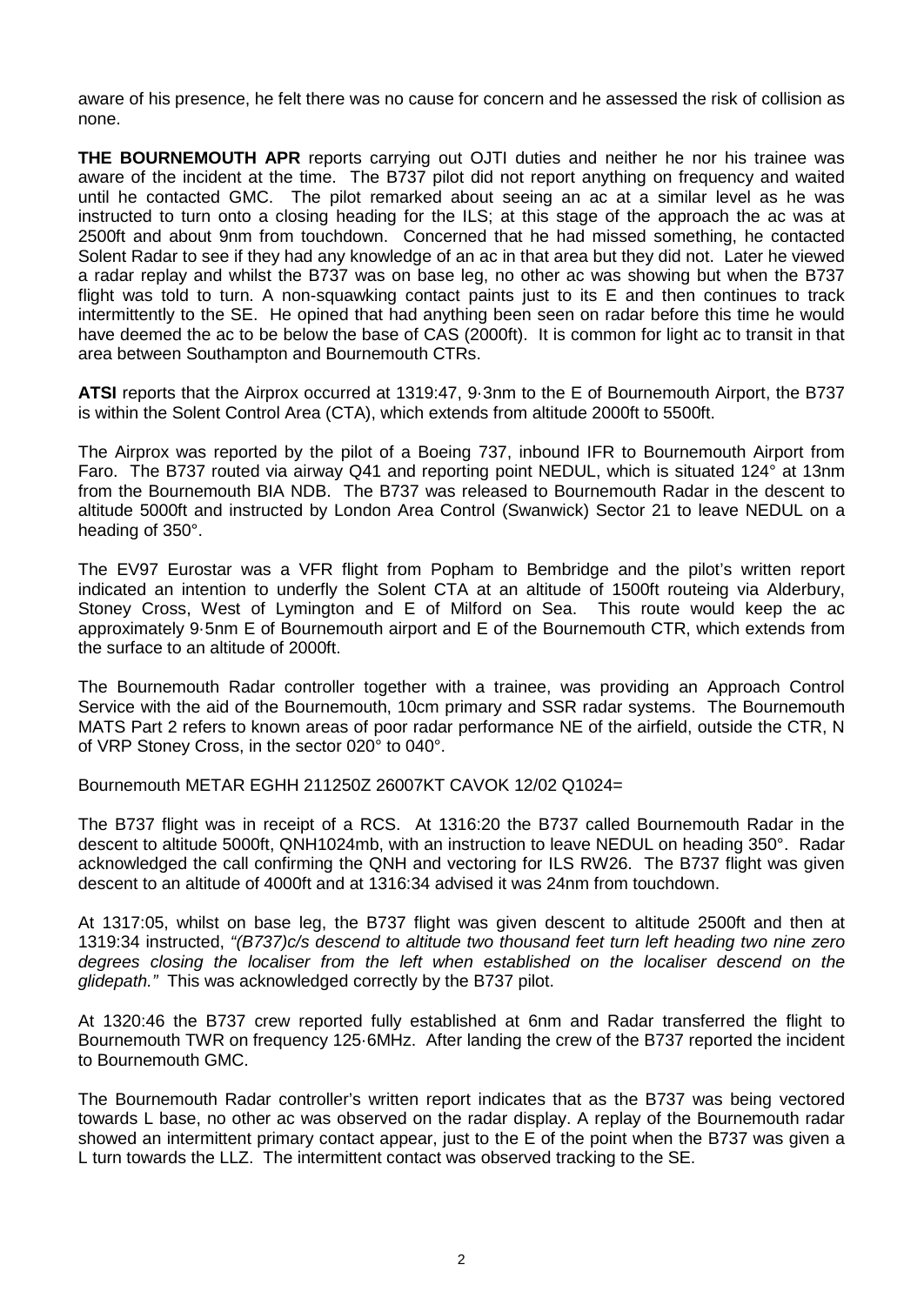aware of his presence, he felt there was no cause for concern and he assessed the risk of collision as none.

**THE BOURNEMOUTH APR** reports carrying out OJTI duties and neither he nor his trainee was aware of the incident at the time. The B737 pilot did not report anything on frequency and waited until he contacted GMC. The pilot remarked about seeing an ac at a similar level as he was instructed to turn onto a closing heading for the ILS; at this stage of the approach the ac was at 2500ft and about 9nm from touchdown. Concerned that he had missed something, he contacted Solent Radar to see if they had any knowledge of an ac in that area but they did not. Later he viewed a radar replay and whilst the B737 was on base leg, no other ac was showing but when the B737 flight was told to turn. A non-squawking contact paints just to its E and then continues to track intermittently to the SE. He opined that had anything been seen on radar before this time he would have deemed the ac to be below the base of CAS (2000ft). It is common for light ac to transit in that area between Southampton and Bournemouth CTRs.

**ATSI** reports that the Airprox occurred at 1319:47, 9·3nm to the E of Bournemouth Airport, the B737 is within the Solent Control Area (CTA), which extends from altitude 2000ft to 5500ft.

The Airprox was reported by the pilot of a Boeing 737, inbound IFR to Bournemouth Airport from Faro. The B737 routed via airway Q41 and reporting point NEDUL, which is situated 124° at 13nm from the Bournemouth BIA NDB. The B737 was released to Bournemouth Radar in the descent to altitude 5000ft and instructed by London Area Control (Swanwick) Sector 21 to leave NEDUL on a heading of 350°.

The EV97 Eurostar was a VFR flight from Popham to Bembridge and the pilot's written report indicated an intention to underfly the Solent CTA at an altitude of 1500ft routeing via Alderbury, Stoney Cross, West of Lymington and E of Milford on Sea. This route would keep the ac approximately 9·5nm E of Bournemouth airport and E of the Bournemouth CTR, which extends from the surface to an altitude of 2000ft.

The Bournemouth Radar controller together with a trainee, was providing an Approach Control Service with the aid of the Bournemouth, 10cm primary and SSR radar systems. The Bournemouth MATS Part 2 refers to known areas of poor radar performance NE of the airfield, outside the CTR, N of VRP Stoney Cross, in the sector 020° to 040°.

Bournemouth METAR EGHH 211250Z 26007KT CAVOK 12/02 Q1024=

The B737 flight was in receipt of a RCS. At 1316:20 the B737 called Bournemouth Radar in the descent to altitude 5000ft, QNH1024mb, with an instruction to leave NEDUL on heading 350°. Radar acknowledged the call confirming the QNH and vectoring for ILS RW26. The B737 flight was given descent to an altitude of 4000ft and at 1316:34 advised it was 24nm from touchdown.

At 1317:05, whilst on base leg, the B737 flight was given descent to altitude 2500ft and then at 1319:34 instructed, *"(B737)c/s descend to altitude two thousand feet turn left heading two nine zero degrees closing the localiser from the left when established on the localiser descend on the glidepath."* This was acknowledged correctly by the B737 pilot.

At 1320:46 the B737 crew reported fully established at 6nm and Radar transferred the flight to Bournemouth TWR on frequency 125·6MHz. After landing the crew of the B737 reported the incident to Bournemouth GMC.

The Bournemouth Radar controller's written report indicates that as the B737 was being vectored towards L base, no other ac was observed on the radar display. A replay of the Bournemouth radar showed an intermittent primary contact appear, just to the E of the point when the B737 was given a L turn towards the LLZ. The intermittent contact was observed tracking to the SE.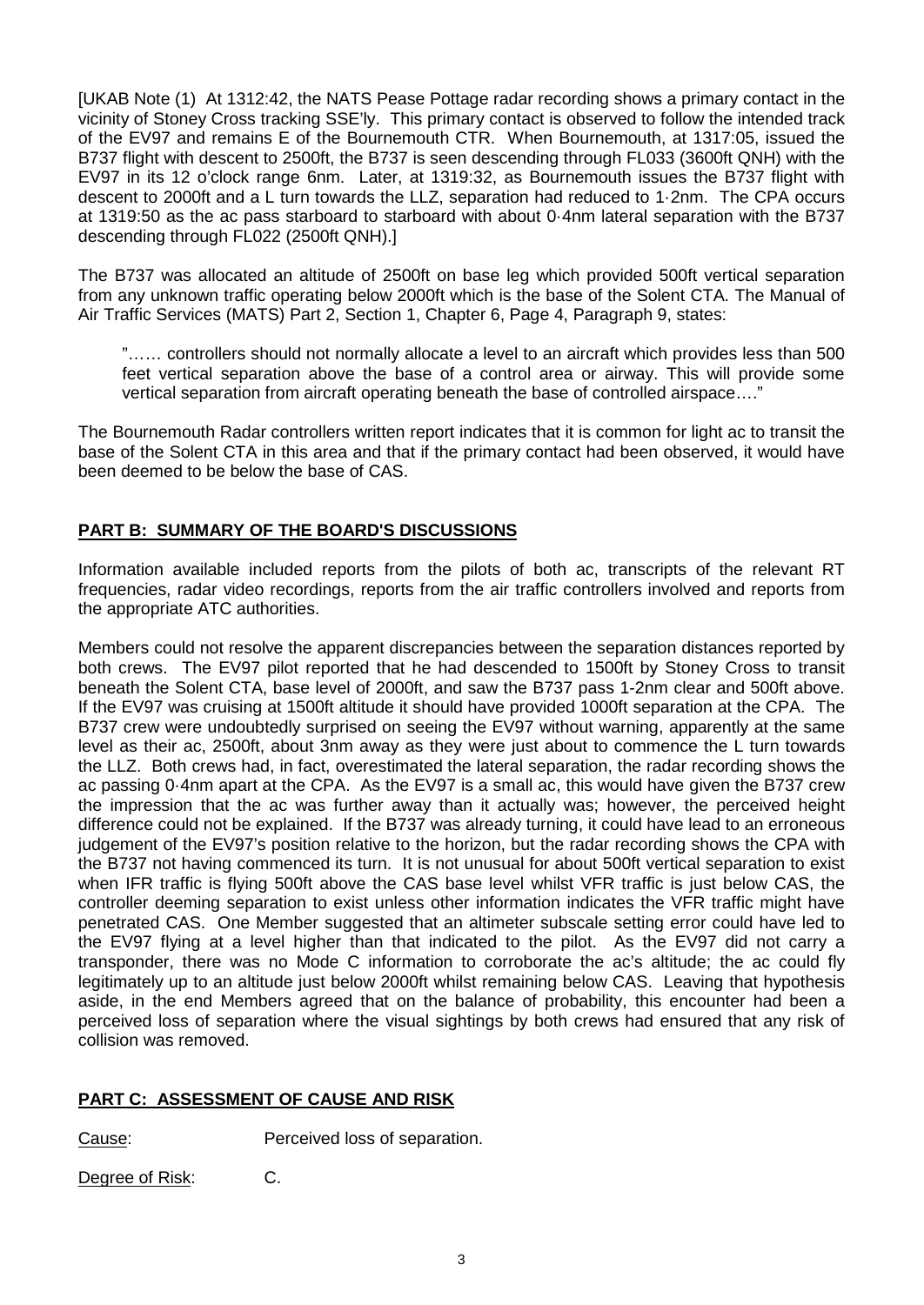[UKAB Note (1) At 1312:42, the NATS Pease Pottage radar recording shows a primary contact in the vicinity of Stoney Cross tracking SSE'ly. This primary contact is observed to follow the intended track of the EV97 and remains E of the Bournemouth CTR. When Bournemouth, at 1317:05, issued the B737 flight with descent to 2500ft, the B737 is seen descending through FL033 (3600ft QNH) with the EV97 in its 12 o'clock range 6nm. Later, at 1319:32, as Bournemouth issues the B737 flight with descent to 2000ft and a L turn towards the LLZ, separation had reduced to 1·2nm. The CPA occurs at 1319:50 as the ac pass starboard to starboard with about 0·4nm lateral separation with the B737 descending through FL022 (2500ft QNH).]

The B737 was allocated an altitude of 2500ft on base leg which provided 500ft vertical separation from any unknown traffic operating below 2000ft which is the base of the Solent CTA. The Manual of Air Traffic Services (MATS) Part 2, Section 1, Chapter 6, Page 4, Paragraph 9, states:

> "…… controllers should not normally allocate a level to an aircraft which provides less than 500 feet vertical separation above the base of a control area or airway. This will provide some vertical separation from aircraft operating beneath the base of controlled airspace…."

The Bournemouth Radar controllers written report indicates that it is common for light ac to transit the base of the Solent CTA in this area and that if the primary contact had been observed, it would have been deemed to be below the base of CAS.

## PART B: SUMMARY OF THE BOARD'S DISCUSSIONS

Information available included reports from the pilots of both ac, transcripts of the relevant RT frequencies, radar video recordings, reports from the air traffic controllers involved and reports from the appropriate ATC authorities.

Members could not resolve the apparent discrepancies between the separation distances reported by both crews. The EV97 pilot reported that he had descended to 1500ft by Stoney Cross to transit beneath the Solent CTA, base level of 2000ft, and saw the B737 pass 1-2nm clear and 500ft above. If the EV97 was cruising at 1500ft altitude it should have provided 1000ft separation at the CPA. The B737 crew were undoubtedly surprised on seeing the EV97 without warning, apparently at the same level as their ac, 2500ft, about 3nm away as they were just about to commence the L turn towards the LLZ. Both crews had, in fact, overestimated the lateral separation, the radar recording shows the ac passing 0·4nm apart at the CPA. As the EV97 is a small ac, this would have given the B737 crew the impression that the ac was further away than it actually was; however, the perceived height difference could not be explained. If the B737 was already turning, it could have lead to an erroneous judgement of the EV97's position relative to the horizon, but the radar recording shows the CPA with the B737 not having commenced its turn. It is not unusual for about 500ft vertical separation to exist when IFR traffic is flying 500ft above the CAS base level whilst VFR traffic is just below CAS, the controller deeming separation to exist unless other information indicates the VFR traffic might have penetrated CAS. One Member suggested that an altimeter subscale setting error could have led to the EV97 flying at a level higher than that indicated to the pilot. As the EV97 did not carry a transponder, there was no Mode C information to corroborate the ac's altitude; the ac could fly legitimately up to an altitude just below 2000ft whilst remaining below CAS. Leaving that hypothesis aside, in the end Members agreed that on the balance of probability, this encounter had been a perceived loss of separation where the visual sightings by both crews had ensured that any risk of collision was removed.

## PART C: ASSESSMENT OF CAUSE AND RISK

Cause: Perceived loss of separation.

Degree of Risk: C.